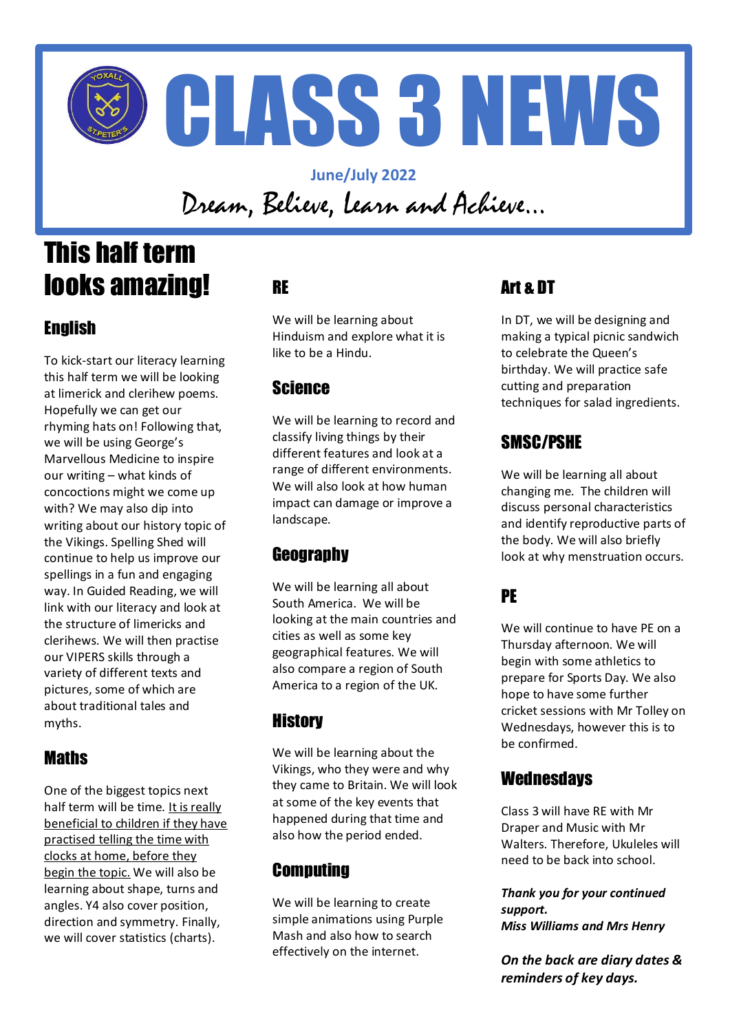# CLASS 3 NEWS

**June/July 2022**

*Dream, Believe, learn and Achieve…*

# This half term looks amazing!

## English

To kick-start our literacy learning this half term we will be looking at limerick and clerihew poems. Hopefully we can get our rhyming hats on! Following that, we will be using George's Marvellous Medicine to inspire our writing – what kinds of concoctions might we come up with? We may also dip into writing about our history topic of the Vikings. Spelling Shed will continue to help us improve our spellings in a fun and engaging way. In Guided Reading, we will link with our literacy and look at the structure of limericks and clerihews. We will then practise our VIPERS skills through a variety of different texts and pictures, some of which are about traditional tales and myths.

## Maths

One of the biggest topics next half term will be time. <u>It is really beneficial to children if they have practised telling the time with clocks at home, before they begin the topic.</u> We will also be learning about shape, turns and angles. Y4 also cover position, direction and symmetry. Finally, we will cover statistics (charts).

## RE

We will be learning about Hinduism and explore what it is like to be a Hindu.

## Science

We will be learning to record and classify living things by their different features and look at a range of different environments. We will also look at how human impact can damage or improve a landscape.

## Geography

We will be learning all about South America. We will be looking at the main countries and cities as well as some key geographical features. We will also compare a region of South America to a region of the UK.

## History

We will be learning about the Vikings, who they were and why they came to Britain. We will look at some of the key events that happened during that time and also how the period ended.

## Computing

We will be learning to create simple animations using Purple Mash and also how to search effectively on the internet.

## Art & DT

In DT, we will be designing and making a typical picnic sandwich to celebrate the Queen's birthday. We will practice safe cutting and preparation techniques for salad ingredients.

## SMSC/PSHE

We will be learning all about changing me. The children will discuss personal characteristics and identify reproductive parts of the body. We will also briefly look at why menstruation occurs.

## PE

We will continue to have PE on a Thursday afternoon. We will begin with some athletics to prepare for Sports Day. We also hope to have some further cricket sessions with Mr Tolley on Wednesdays, however this is to be confirmed.

## Wednesdays

Class 3 will have RE with Mr Draper and Music with Mr Walters. Therefore, Ukuleles will need to be back into school.

***Thank you for your continued support.***
***Miss Williams and Mrs Henry***

***On the back are diary dates & reminders of key days.***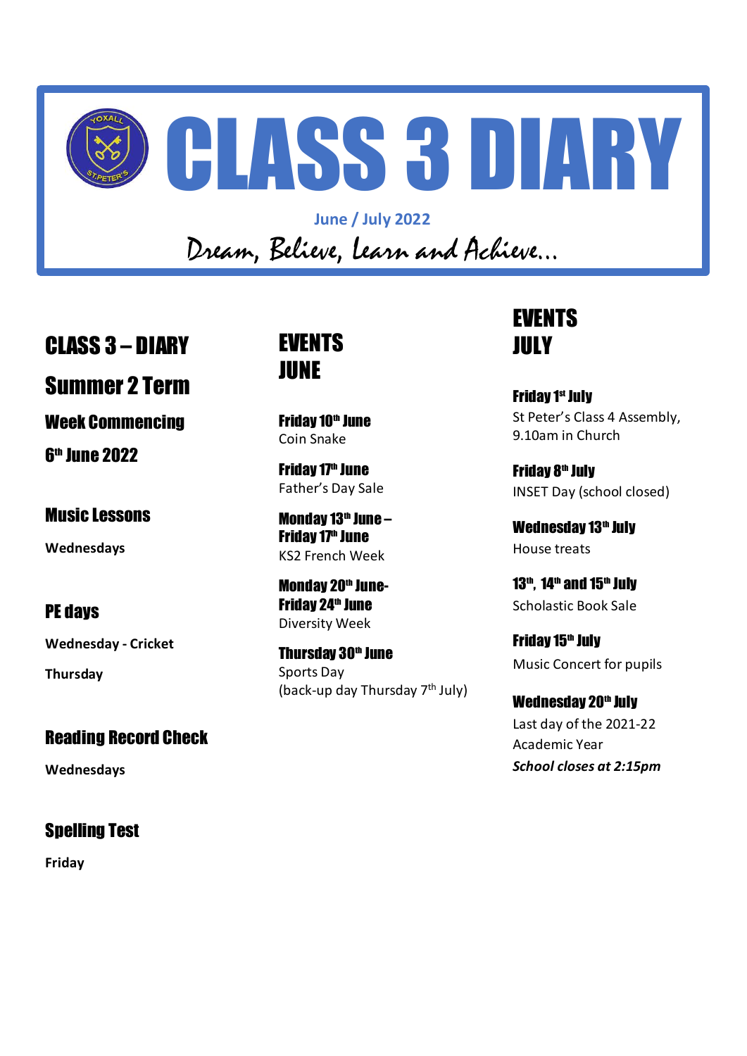# CLASS 3 DIARY

June / July 2022

*Dream, Believe, Learn and Achieve...*

## CLASS 3 – DIARY

## Summer 2 Term

### Week Commencing

### 6th June 2022

### Music Lessons

**Wednesdays**

### PE days

**Wednesday - Cricket**

**Thursday**

### Reading Record Check

**Wednesdays**

### Spelling Test

**Friday**

## EVENTS JUNE

**Friday 10th June**
Coin Snake

**Friday 17th June**
Father's Day Sale

**Monday 13th June – Friday 17th June**
KS2 French Week

**Monday 20th June- Friday 24th June**
Diversity Week

**Thursday 30th June**
Sports Day
(back-up day Thursday 7th July)

## EVENTS JULY

**Friday 1st July**
St Peter's Class 4 Assembly, 9.10am in Church

**Friday 8th July**
INSET Day (school closed)

**Wednesday 13th July**
House treats

**13th, 14th and 15th July**
Scholastic Book Sale

**Friday 15th July**
Music Concert for pupils

**Wednesday 20th July**
Last day of the 2021-22 Academic Year
***School closes at 2:15pm***